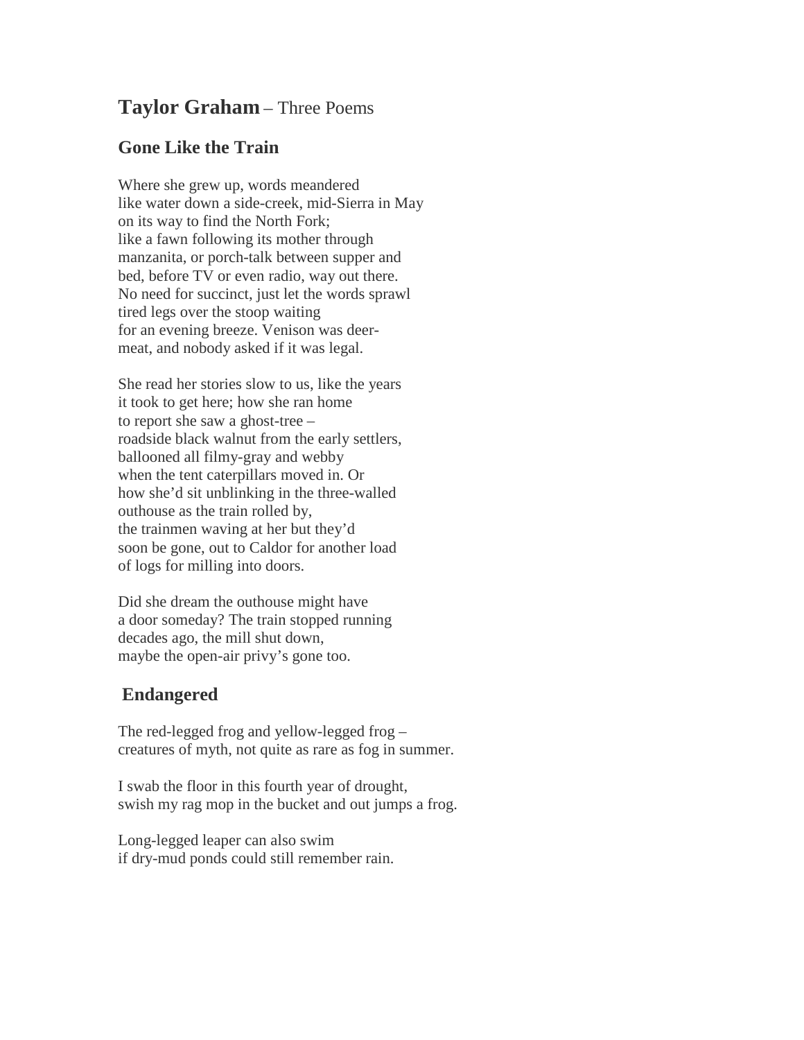# **Taylor Graham** – Three Poems

## Gone Like the Train

Where she grew up, words meandered
like water down a side-creek, mid-Sierra in May
on its way to find the North Fork;
like a fawn following its mother through
manzanita, or porch-talk between supper and
bed, before TV or even radio, way out there.
No need for succinct, just let the words sprawl
tired legs over the stoop waiting
for an evening breeze. Venison was deer-
meat, and nobody asked if it was legal.

She read her stories slow to us, like the years
it took to get here; how she ran home
to report she saw a ghost-tree –
roadside black walnut from the early settlers,
ballooned all filmy-gray and webby
when the tent caterpillars moved in. Or
how she'd sit unblinking in the three-walled
outhouse as the train rolled by,
the trainmen waving at her but they'd
soon be gone, out to Caldor for another load
of logs for milling into doors.

Did she dream the outhouse might have
a door someday? The train stopped running
decades ago, the mill shut down,
maybe the open-air privy's gone too.

## Endangered

The red-legged frog and yellow-legged frog –
creatures of myth, not quite as rare as fog in summer.

I swab the floor in this fourth year of drought,
swish my rag mop in the bucket and out jumps a frog.

Long-legged leaper can also swim
if dry-mud ponds could still remember rain.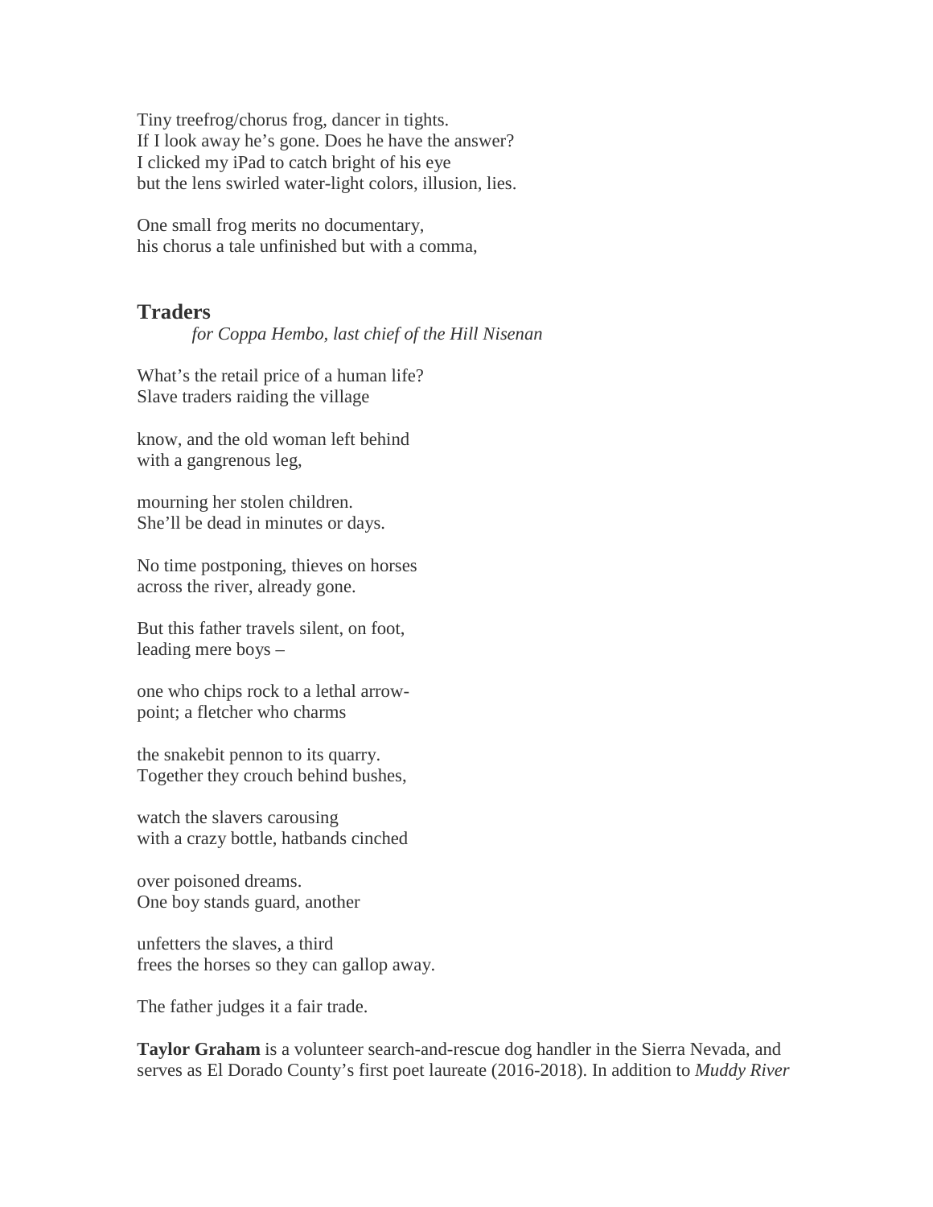Tiny treefrog/chorus frog, dancer in tights.
If I look away he's gone. Does he have the answer?
I clicked my iPad to catch bright of his eye
but the lens swirled water-light colors, illusion, lies.

One small frog merits no documentary,
his chorus a tale unfinished but with a comma,

## Traders

*for Coppa Hembo, last chief of the Hill Nisenan*

What's the retail price of a human life?
Slave traders raiding the village

know, and the old woman left behind
with a gangrenous leg,

mourning her stolen children.
She'll be dead in minutes or days.

No time postponing, thieves on horses
across the river, already gone.

But this father travels silent, on foot,
leading mere boys –

one who chips rock to a lethal arrow-
point; a fletcher who charms

the snakebit pennon to its quarry.
Together they crouch behind bushes,

watch the slavers carousing
with a crazy bottle, hatbands cinched

over poisoned dreams.
One boy stands guard, another

unfetters the slaves, a third
frees the horses so they can gallop away.

The father judges it a fair trade.

**Taylor Graham** is a volunteer search-and-rescue dog handler in the Sierra Nevada, and serves as El Dorado County's first poet laureate (2016-2018). In addition to *Muddy River*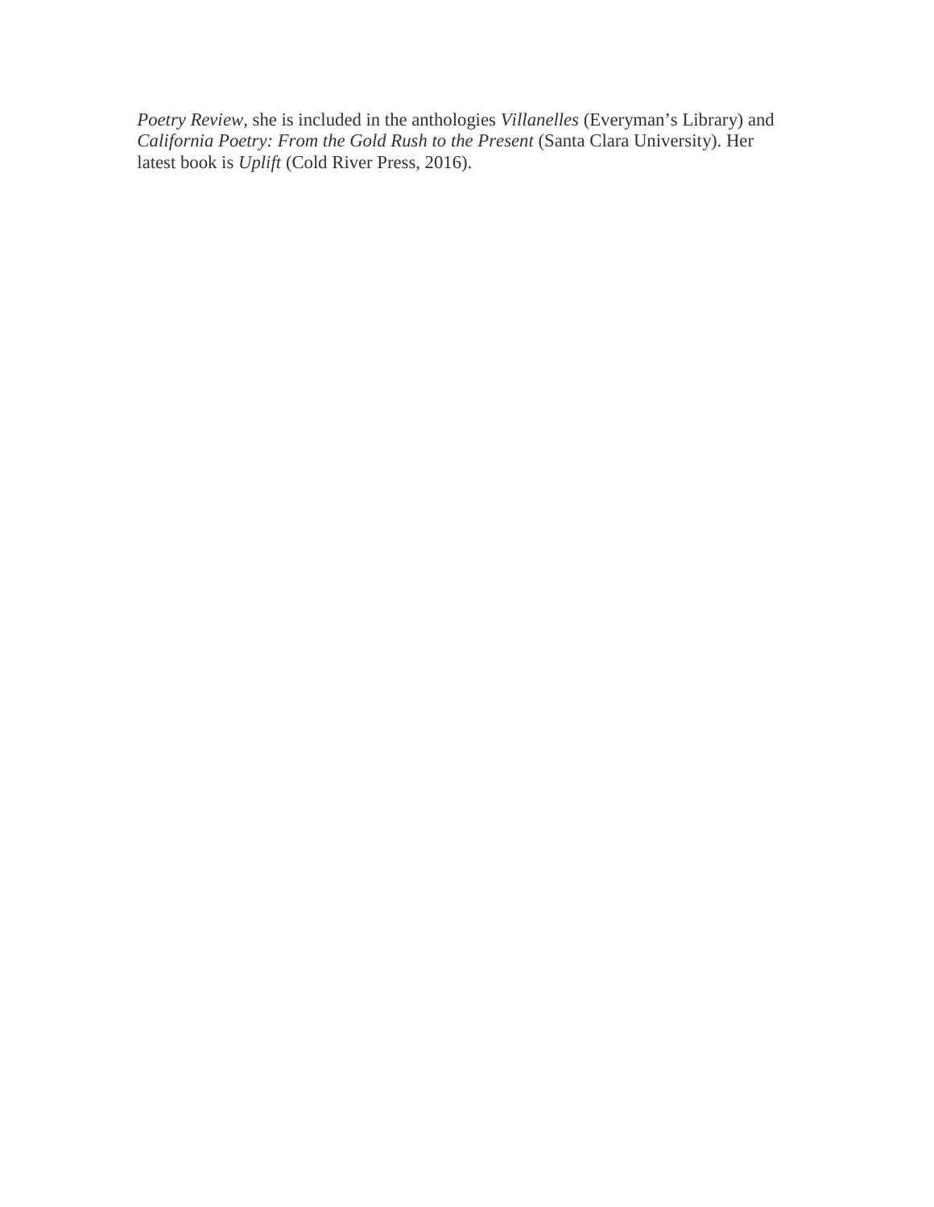*Poetry Review*, she is included in the anthologies *Villanelles* (Everyman's Library) and *California Poetry: From the Gold Rush to the Present* (Santa Clara University). Her latest book is *Uplift* (Cold River Press, 2016).